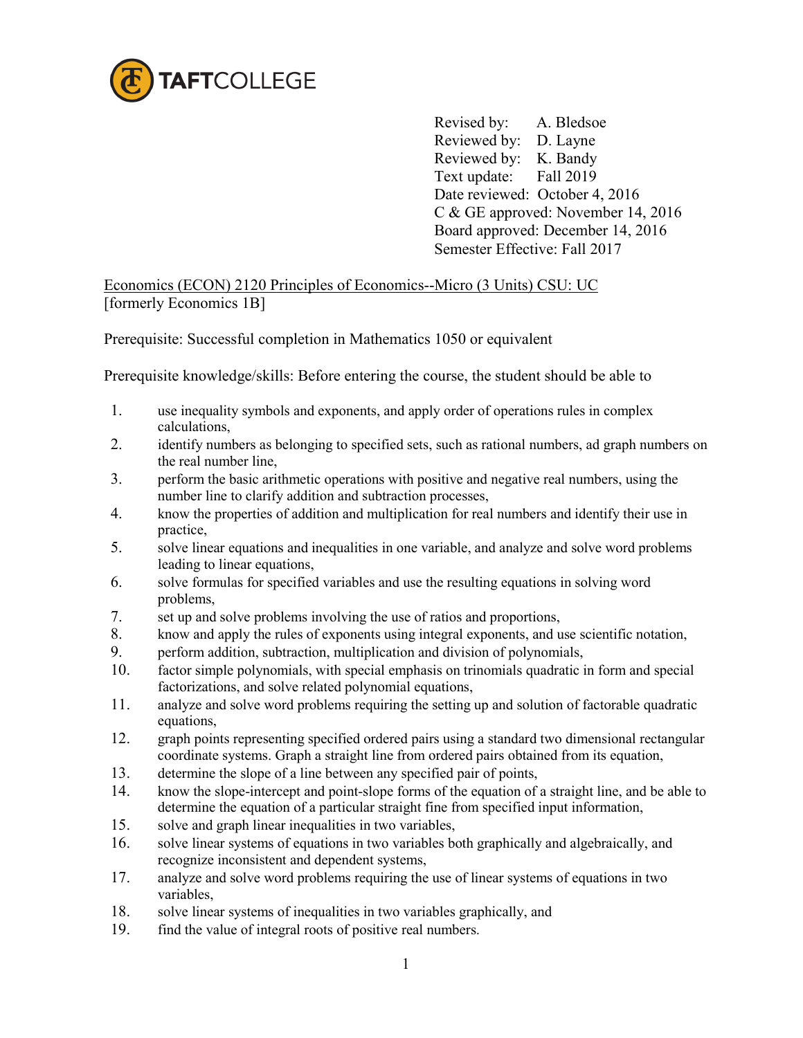TAFTCOLLEGE

Revised by: A. Bledsoe
Reviewed by: D. Layne
Reviewed by: K. Bandy
Text update: Fall 2019
Date reviewed: October 4, 2016
C & GE approved: November 14, 2016
Board approved: December 14, 2016
Semester Effective: Fall 2017

Economics (ECON) 2120 Principles of Economics--Micro (3 Units) CSU: UC
[formerly Economics 1B]

Prerequisite: Successful completion in Mathematics 1050 or equivalent

Prerequisite knowledge/skills: Before entering the course, the student should be able to

1. use inequality symbols and exponents, and apply order of operations rules in complex calculations,
2. identify numbers as belonging to specified sets, such as rational numbers, ad graph numbers on the real number line,
3. perform the basic arithmetic operations with positive and negative real numbers, using the number line to clarify addition and subtraction processes,
4. know the properties of addition and multiplication for real numbers and identify their use in practice,
5. solve linear equations and inequalities in one variable, and analyze and solve word problems leading to linear equations,
6. solve formulas for specified variables and use the resulting equations in solving word problems,
7. set up and solve problems involving the use of ratios and proportions,
8. know and apply the rules of exponents using integral exponents, and use scientific notation,
9. perform addition, subtraction, multiplication and division of polynomials,
10. factor simple polynomials, with special emphasis on trinomials quadratic in form and special factorizations, and solve related polynomial equations,
11. analyze and solve word problems requiring the setting up and solution of factorable quadratic equations,
12. graph points representing specified ordered pairs using a standard two dimensional rectangular coordinate systems. Graph a straight line from ordered pairs obtained from its equation,
13. determine the slope of a line between any specified pair of points,
14. know the slope-intercept and point-slope forms of the equation of a straight line, and be able to determine the equation of a particular straight fine from specified input information,
15. solve and graph linear inequalities in two variables,
16. solve linear systems of equations in two variables both graphically and algebraically, and recognize inconsistent and dependent systems,
17. analyze and solve word problems requiring the use of linear systems of equations in two variables,
18. solve linear systems of inequalities in two variables graphically, and
19. find the value of integral roots of positive real numbers.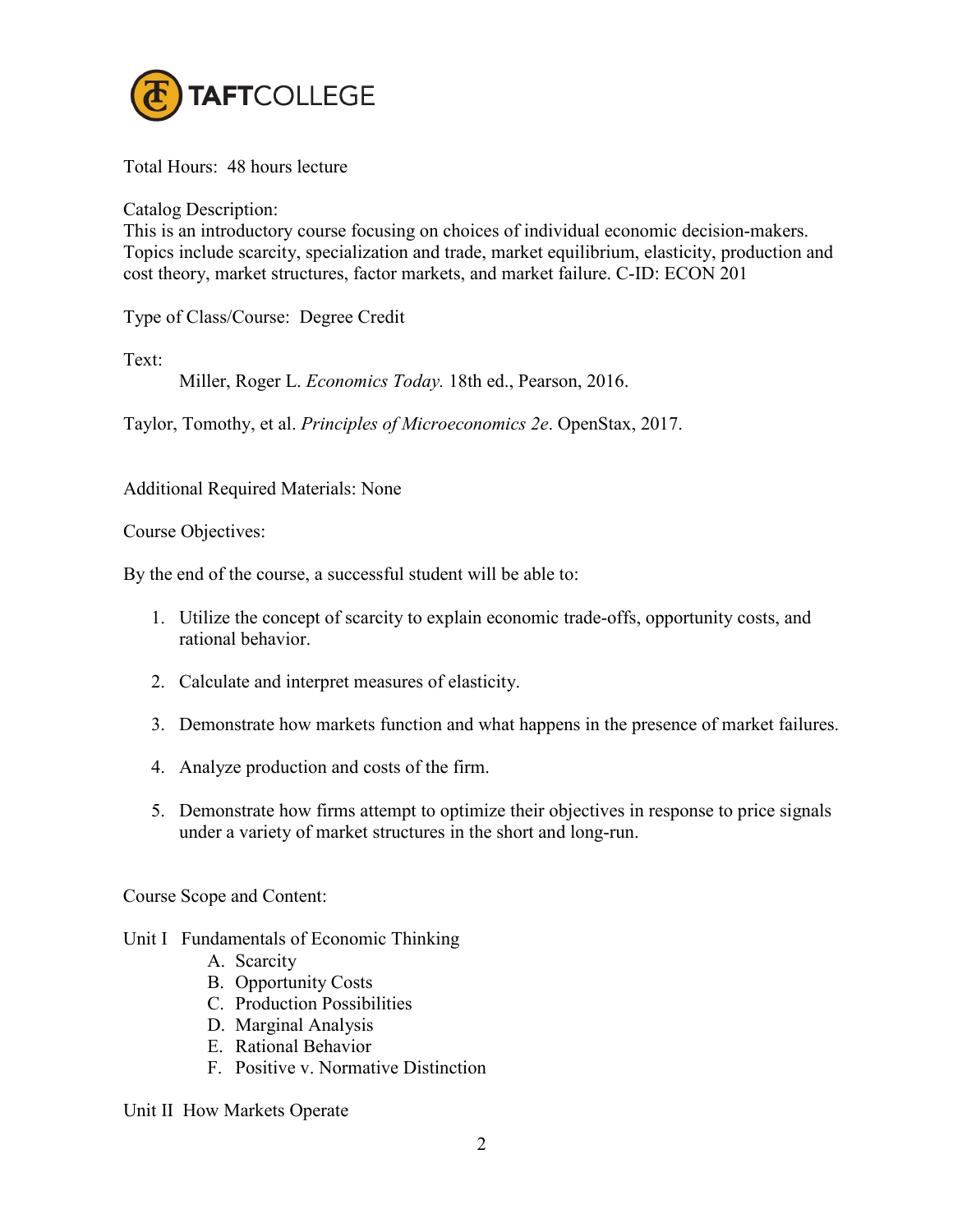Total Hours: 48 hours lecture

Catalog Description:
This is an introductory course focusing on choices of individual economic decision-makers. Topics include scarcity, specialization and trade, market equilibrium, elasticity, production and cost theory, market structures, factor markets, and market failure. C-ID: ECON 201

Type of Class/Course: Degree Credit

Text:

Miller, Roger L. *Economics Today.* 18th ed., Pearson, 2016.

Taylor, Tomothy, et al. *Principles of Microeconomics 2e*. OpenStax, 2017.

Additional Required Materials: None

Course Objectives:

By the end of the course, a successful student will be able to:

1. Utilize the concept of scarcity to explain economic trade-offs, opportunity costs, and rational behavior.
2. Calculate and interpret measures of elasticity.
3. Demonstrate how markets function and what happens in the presence of market failures.
4. Analyze production and costs of the firm.
5. Demonstrate how firms attempt to optimize their objectives in response to price signals under a variety of market structures in the short and long-run.

Course Scope and Content:

Unit I Fundamentals of Economic Thinking

A. Scarcity
B. Opportunity Costs
C. Production Possibilities
D. Marginal Analysis
E. Rational Behavior
F. Positive v. Normative Distinction

Unit II How Markets Operate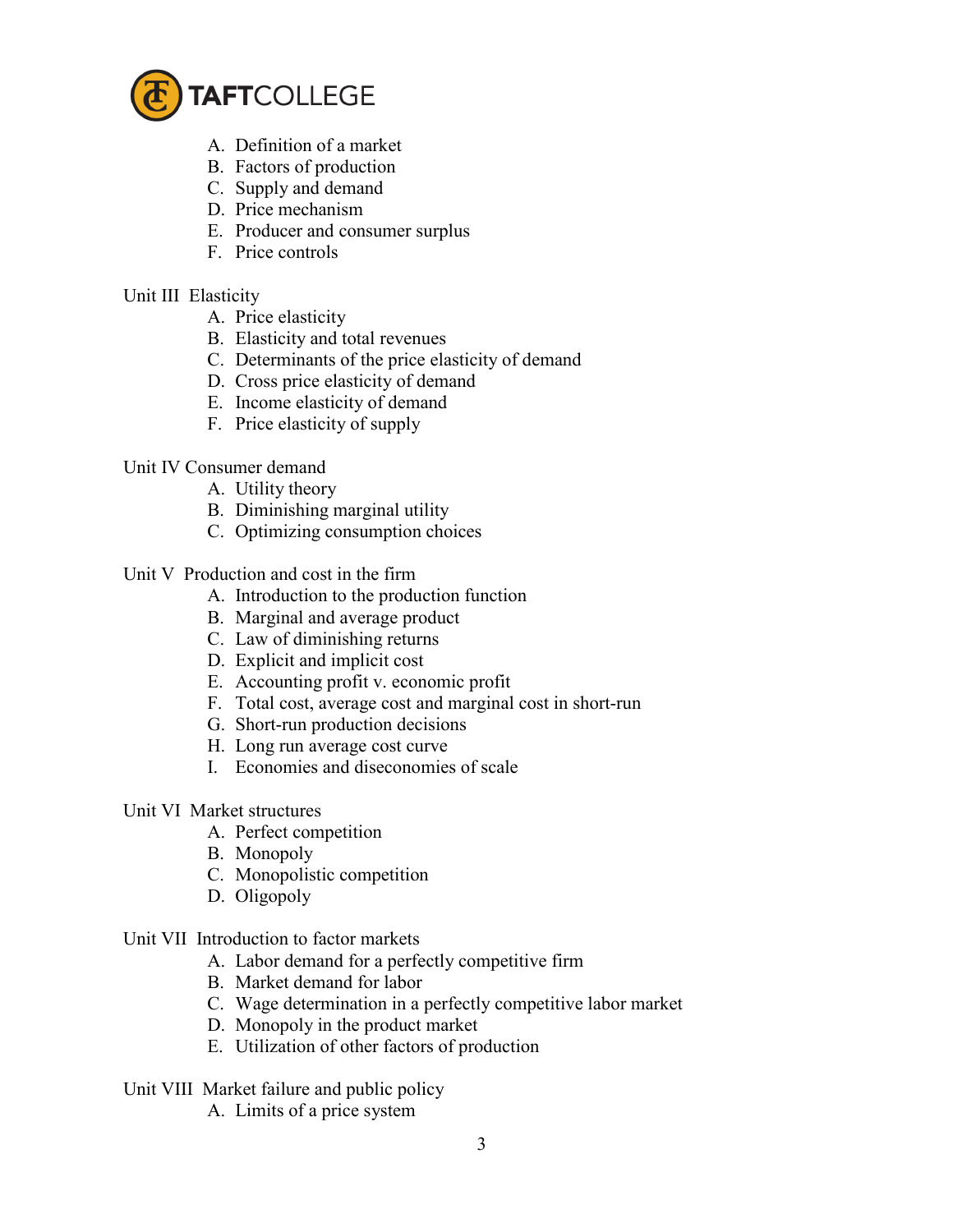A. Definition of a market
B. Factors of production
C. Supply and demand
D. Price mechanism
E. Producer and consumer surplus
F. Price controls

Unit III Elasticity

A. Price elasticity
B. Elasticity and total revenues
C. Determinants of the price elasticity of demand
D. Cross price elasticity of demand
E. Income elasticity of demand
F. Price elasticity of supply

Unit IV Consumer demand

A. Utility theory
B. Diminishing marginal utility
C. Optimizing consumption choices

Unit V Production and cost in the firm

A. Introduction to the production function
B. Marginal and average product
C. Law of diminishing returns
D. Explicit and implicit cost
E. Accounting profit v. economic profit
F. Total cost, average cost and marginal cost in short-run
G. Short-run production decisions
H. Long run average cost curve
I. Economies and diseconomies of scale

Unit VI Market structures

A. Perfect competition
B. Monopoly
C. Monopolistic competition
D. Oligopoly

Unit VII Introduction to factor markets

A. Labor demand for a perfectly competitive firm
B. Market demand for labor
C. Wage determination in a perfectly competitive labor market
D. Monopoly in the product market
E. Utilization of other factors of production

Unit VIII Market failure and public policy

A. Limits of a price system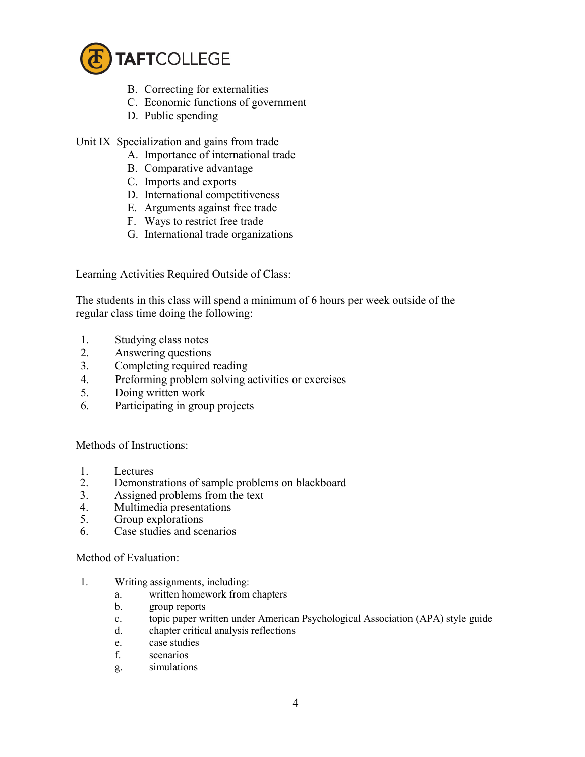B. Correcting for externalities
C. Economic functions of government
D. Public spending

Unit IX Specialization and gains from trade

A. Importance of international trade
B. Comparative advantage
C. Imports and exports
D. International competitiveness
E. Arguments against free trade
F. Ways to restrict free trade
G. International trade organizations

Learning Activities Required Outside of Class:

The students in this class will spend a minimum of 6 hours per week outside of the regular class time doing the following:

1. Studying class notes
2. Answering questions
3. Completing required reading
4. Preforming problem solving activities or exercises
5. Doing written work
6. Participating in group projects

Methods of Instructions:

1. Lectures
2. Demonstrations of sample problems on blackboard
3. Assigned problems from the text
4. Multimedia presentations
5. Group explorations
6. Case studies and scenarios

Method of Evaluation:

1. Writing assignments, including:
   a. written homework from chapters
   b. group reports
   c. topic paper written under American Psychological Association (APA) style guide
   d. chapter critical analysis reflections
   e. case studies
   f. scenarios
   g. simulations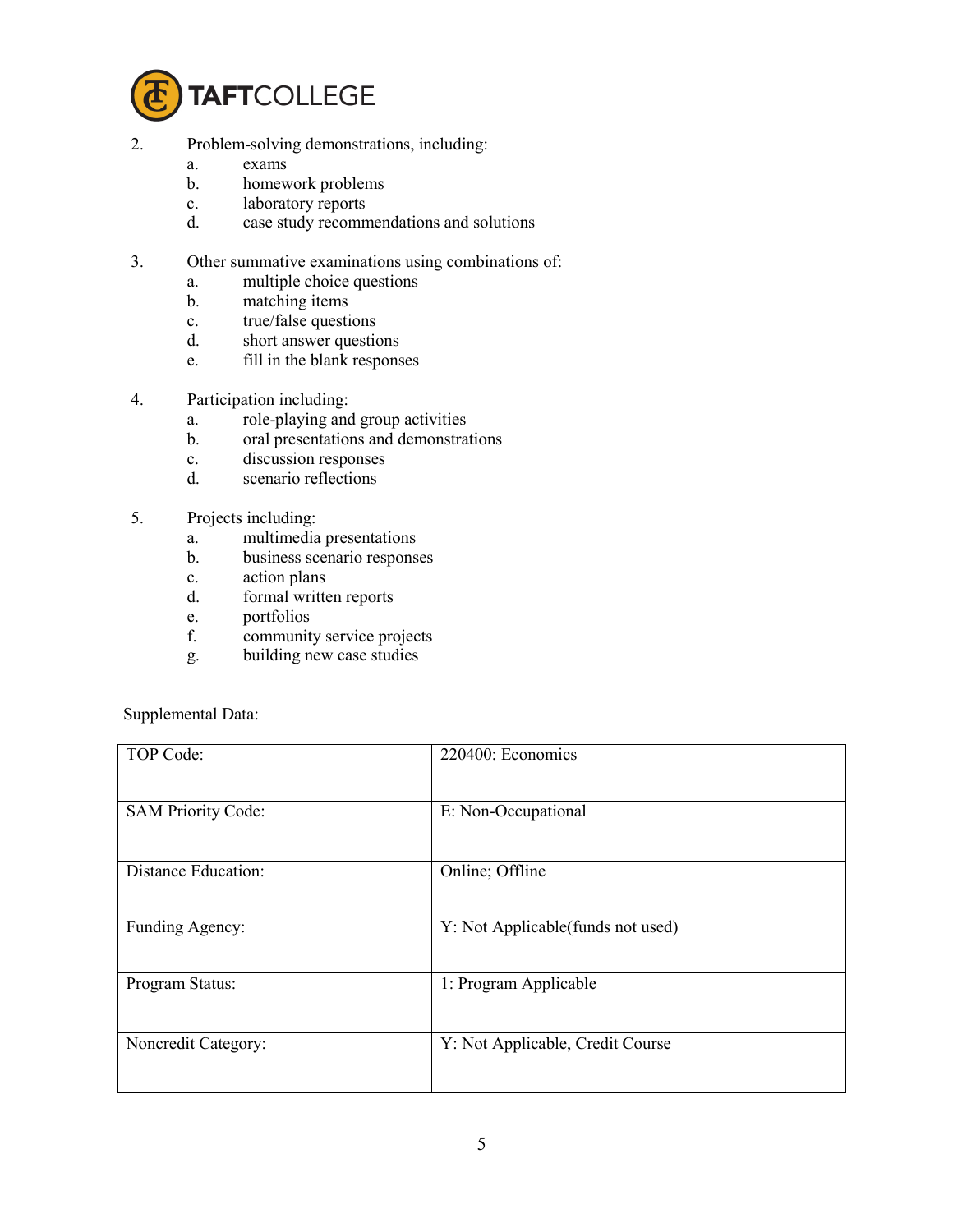2. Problem-solving demonstrations, including:
    a. exams
    b. homework problems
    c. laboratory reports
    d. case study recommendations and solutions

3. Other summative examinations using combinations of:
    a. multiple choice questions
    b. matching items
    c. true/false questions
    d. short answer questions
    e. fill in the blank responses

4. Participation including:
    a. role-playing and group activities
    b. oral presentations and demonstrations
    c. discussion responses
    d. scenario reflections

5. Projects including:
    a. multimedia presentations
    b. business scenario responses
    c. action plans
    d. formal written reports
    e. portfolios
    f. community service projects
    g. building new case studies

Supplemental Data:

| | |
|---|---|
| TOP Code: | 220400: Economics |
| SAM Priority Code: | E: Non-Occupational |
| Distance Education: | Online; Offline |
| Funding Agency: | Y: Not Applicable(funds not used) |
| Program Status: | 1: Program Applicable |
| Noncredit Category: | Y: Not Applicable, Credit Course |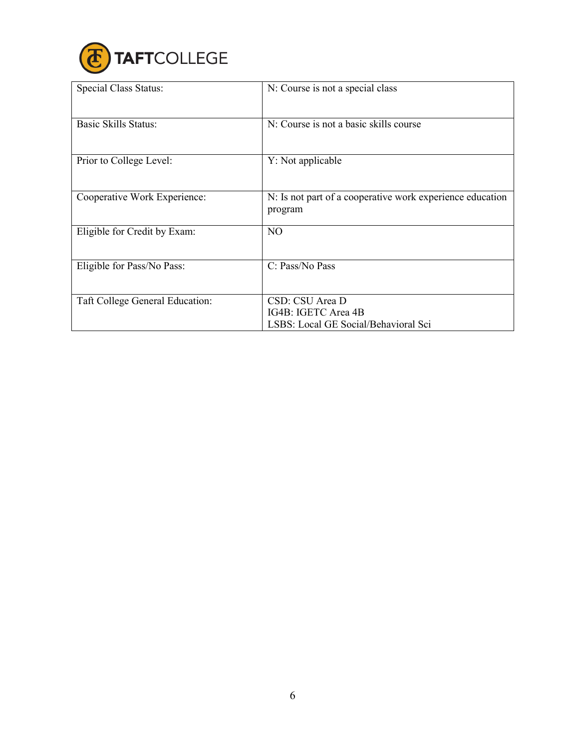| | |
|---|---|
| Special Class Status: | N: Course is not a special class |
| Basic Skills Status: | N: Course is not a basic skills course |
| Prior to College Level: | Y: Not applicable |
| Cooperative Work Experience: | N: Is not part of a cooperative work experience education program |
| Eligible for Credit by Exam: | NO |
| Eligible for Pass/No Pass: | C: Pass/No Pass |
| Taft College General Education: | CSD: CSU Area D<br>IG4B: IGETC Area 4B<br>LSBS: Local GE Social/Behavioral Sci |